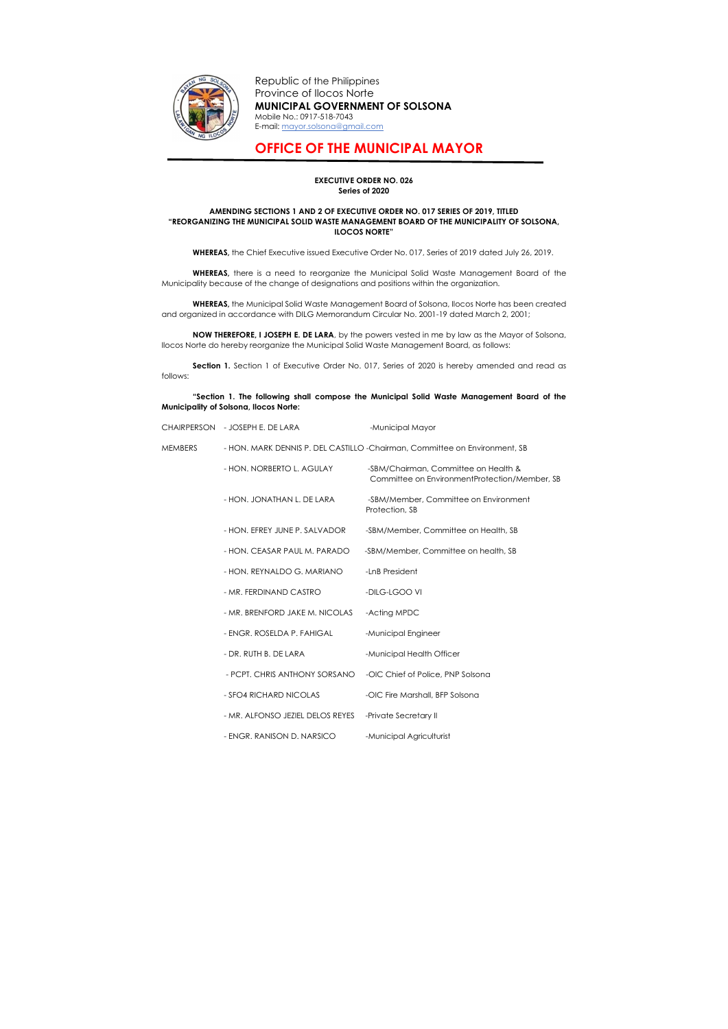Republic of the Philippines
Province of Ilocos Norte
**MUNICIPAL GOVERNMENT OF SOLSONA**
Mobile No.: 0917-518-7043
E-mail: mayor.solsona@gmail.com

# OFFICE OF THE MUNICIPAL MAYOR

**EXECUTIVE ORDER NO. 026**
**Series of 2020**

**AMENDING SECTIONS 1 AND 2 OF EXECUTIVE ORDER NO. 017 SERIES OF 2019, TITLED "REORGANIZING THE MUNICIPAL SOLID WASTE MANAGEMENT BOARD OF THE MUNICIPALITY OF SOLSONA, ILOCOS NORTE"**

**WHEREAS,** the Chief Executive issued Executive Order No. 017, Series of 2019 dated July 26, 2019.

**WHEREAS,** there is a need to reorganize the Municipal Solid Waste Management Board of the Municipality because of the change of designations and positions within the organization.

**WHEREAS,** the Municipal Solid Waste Management Board of Solsona, Ilocos Norte has been created and organized in accordance with DILG Memorandum Circular No. 2001-19 dated March 2, 2001;

**NOW THEREFORE, I JOSEPH E. DE LARA**, by the powers vested in me by law as the Mayor of Solsona, Ilocos Norte do hereby reorganize the Municipal Solid Waste Management Board, as follows:

**Section 1.** Section 1 of Executive Order No. 017, Series of 2020 is hereby amended and read as follows:

**"Section 1. The following shall compose the Municipal Solid Waste Management Board of the Municipality of Solsona, Ilocos Norte:**

| | | |
|---|---|---|
| CHAIRPERSON | - JOSEPH E. DE LARA | -Municipal Mayor |
| MEMBERS | - HON. MARK DENNIS P. DEL CASTILLO | -Chairman, Committee on Environment, SB |
| | - HON. NORBERTO L. AGULAY | -SBM/Chairman, Committee on Health & Committee on EnvironmentProtection/Member, SB |
| | - HON. JONATHAN L. DE LARA | -SBM/Member, Committee on Environment Protection, SB |
| | - HON. EFREY JUNE P. SALVADOR | -SBM/Member, Committee on Health, SB |
| | - HON. CEASAR PAUL M. PARADO | -SBM/Member, Committee on health, SB |
| | - HON. REYNALDO G. MARIANO | -LnB President |
| | - MR. FERDINAND CASTRO | -DILG-LGOO VI |
| | - MR. BRENFORD JAKE M. NICOLAS | -Acting MPDC |
| | - ENGR. ROSELDA P. FAHIGAL | -Municipal Engineer |
| | - DR. RUTH B. DE LARA | -Municipal Health Officer |
| | - PCPT. CHRIS ANTHONY SORSANO | -OIC Chief of Police, PNP Solsona |
| | - SFO4 RICHARD NICOLAS | -OIC Fire Marshall, BFP Solsona |
| | - MR. ALFONSO JEZIEL DELOS REYES | -Private Secretary II |
| | - ENGR. RANISON D. NARSICO | -Municipal Agriculturist |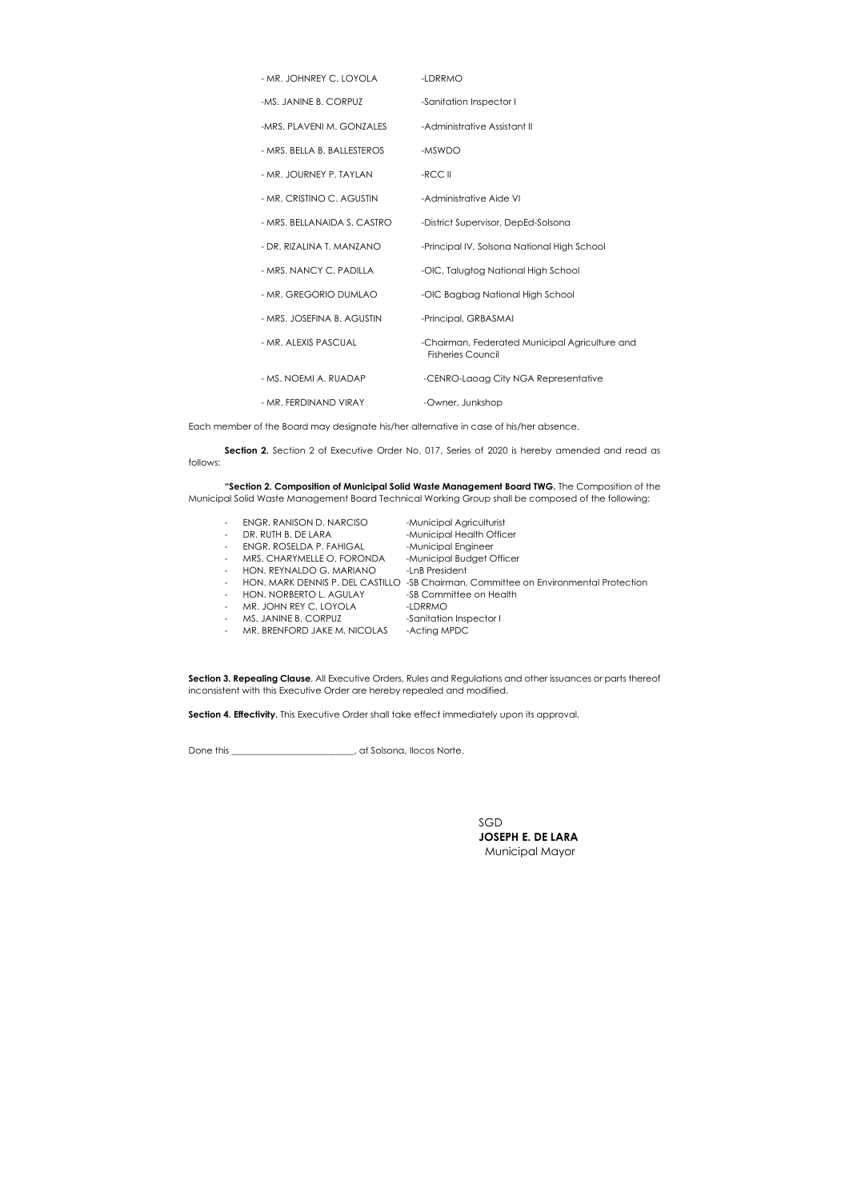- MR. JOHNREY C. LOYOLA -LDRRMO
- MS. JANINE B. CORPUZ -Sanitation Inspector I
- MRS. PLAVENI M. GONZALES -Administrative Assistant II
- MRS. BELLA B. BALLESTEROS -MSWDO
- MR. JOURNEY P. TAYLAN -RCC II
- MR. CRISTINO C. AGUSTIN -Administrative Aide VI
- MRS. BELLANAIDA S. CASTRO -District Supervisor, DepEd-Solsona
- DR. RIZALINA T. MANZANO -Principal IV, Solsona National High School
- MRS. NANCY C. PADILLA -OIC, Talugtog National High School
- MR. GREGORIO DUMLAO -OIC Bagbag National High School
- MRS. JOSEFINA B. AGUSTIN -Principal, GRBASMAI
- MR. ALEXIS PASCUAL -Chairman, Federated Municipal Agriculture and Fisheries Council
- MS. NOEMI A. RUADAP -CENRO-Laoag City NGA Representative
- MR. FERDINAND VIRAY -Owner, Junkshop

Each member of the Board may designate his/her alternative in case of his/her absence.

**Section 2.** Section 2 of Executive Order No. 017, Series of 2020 is hereby amended and read as follows:

**"Section 2. Composition of Municipal Solid Waste Management Board TWG.** The Composition of the Municipal Solid Waste Management Board Technical Working Group shall be composed of the following:

- ENGR. RANISON D. NARCISO -Municipal Agriculturist
- DR. RUTH B. DE LARA -Municipal Health Officer
- ENGR. ROSELDA P. FAHIGAL -Municipal Engineer
- MRS. CHARYMELLE O. FORONDA -Municipal Budget Officer
- HON. REYNALDO G. MARIANO -LnB President
- HON. MARK DENNIS P. DEL CASTILLO -SB Chairman, Committee on Environmental Protection
- HON. NORBERTO L. AGULAY -SB Committee on Health
- MR. JOHN REY C. LOYOLA -LDRRMO
- MS. JANINE B. CORPUZ -Sanitation Inspector I
- MR. BRENFORD JAKE M. NICOLAS -Acting MPDC

**Section 3. Repealing Clause**. All Executive Orders, Rules and Regulations and other issuances or parts thereof inconsistent with this Executive Order are hereby repealed and modified.

**Section 4. Effectivity.** This Executive Order shall take effect immediately upon its approval.

Done this ___________________________, at Solsona, Ilocos Norte.

SGD
**JOSEPH E. DE LARA**
Municipal Mayor